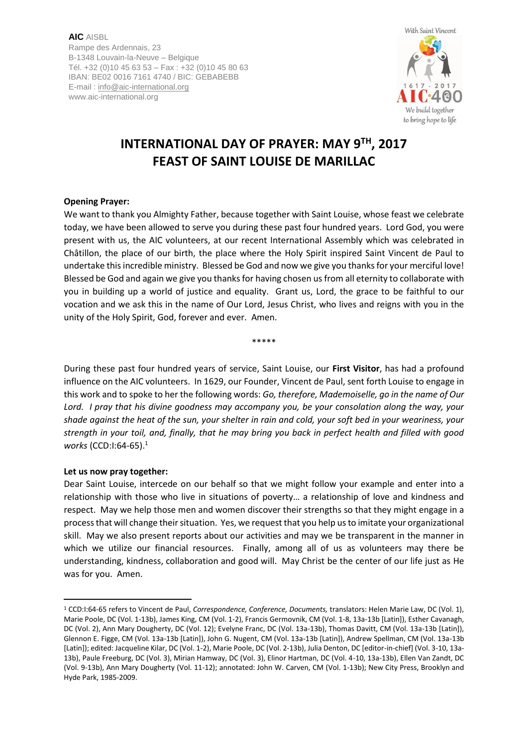**AIC** AISBL
Rampe des Ardennais, 23
B-1348 Louvain-la-Neuve – Belgique
Tél. +32 (0)10 45 63 53 – Fax : +32 (0)10 45 80 63
IBAN: BE02 0016 7161 4740 / BIC: GEBABEBB
E-mail : info@aic-international.org
www.aic-international.org

With Saint Vincent
1617 - 2017
AIC·400
We build together to bring hope to life

# INTERNATIONAL DAY OF PRAYER: MAY 9TH, 2017
# FEAST OF SAINT LOUISE DE MARILLAC

**Opening Prayer:**
We want to thank you Almighty Father, because together with Saint Louise, whose feast we celebrate today, we have been allowed to serve you during these past four hundred years. Lord God, you were present with us, the AIC volunteers, at our recent International Assembly which was celebrated in Châtillon, the place of our birth, the place where the Holy Spirit inspired Saint Vincent de Paul to undertake this incredible ministry. Blessed be God and now we give you thanks for your merciful love! Blessed be God and again we give you thanks for having chosen us from all eternity to collaborate with you in building up a world of justice and equality. Grant us, Lord, the grace to be faithful to our vocation and we ask this in the name of Our Lord, Jesus Christ, who lives and reigns with you in the unity of the Holy Spirit, God, forever and ever. Amen.

*****

During these past four hundred years of service, Saint Louise, our **First Visitor**, has had a profound influence on the AIC volunteers. In 1629, our Founder, Vincent de Paul, sent forth Louise to engage in this work and to spoke to her the following words: *Go, therefore, Mademoiselle, go in the name of Our Lord. I pray that his divine goodness may accompany you, be your consolation along the way, your shade against the heat of the sun, your shelter in rain and cold, your soft bed in your weariness, your strength in your toil, and, finally, that he may bring you back in perfect health and filled with good works* (CCD:I:64-65).[1]

**Let us now pray together:**
Dear Saint Louise, intercede on our behalf so that we might follow your example and enter into a relationship with those who live in situations of poverty… a relationship of love and kindness and respect. May we help those men and women discover their strengths so that they might engage in a process that will change their situation. Yes, we request that you help us to imitate your organizational skill. May we also present reports about our activities and may we be transparent in the manner in which we utilize our financial resources. Finally, among all of us as volunteers may there be understanding, kindness, collaboration and good will. May Christ be the center of our life just as He was for you. Amen.

---

[1] CCD:I:64-65 refers to Vincent de Paul, *Correspondence, Conference, Documents,* translators: Helen Marie Law, DC (Vol. 1), Marie Poole, DC (Vol. 1-13b), James King, CM (Vol. 1-2), Francis Germovnik, CM (Vol. 1-8, 13a-13b [Latin]), Esther Cavanagh, DC (Vol. 2), Ann Mary Dougherty, DC (Vol. 12); Evelyne Franc, DC (Vol. 13a-13b), Thomas Davitt, CM (Vol. 13a-13b [Latin]), Glennon E. Figge, CM (Vol. 13a-13b [Latin]), John G. Nugent, CM (Vol. 13a-13b [Latin]), Andrew Spellman, CM (Vol. 13a-13b [Latin]); edited: Jacqueline Kilar, DC (Vol. 1-2), Marie Poole, DC (Vol. 2-13b), Julia Denton, DC [editor-in-chief] (Vol. 3-10, 13a-13b), Paule Freeburg, DC (Vol. 3), Mirian Hamway, DC (Vol. 3), Elinor Hartman, DC (Vol. 4-10, 13a-13b), Ellen Van Zandt, DC (Vol. 9-13b), Ann Mary Dougherty (Vol. 11-12); annotated: John W. Carven, CM (Vol. 1-13b); New City Press, Brooklyn and Hyde Park, 1985-2009.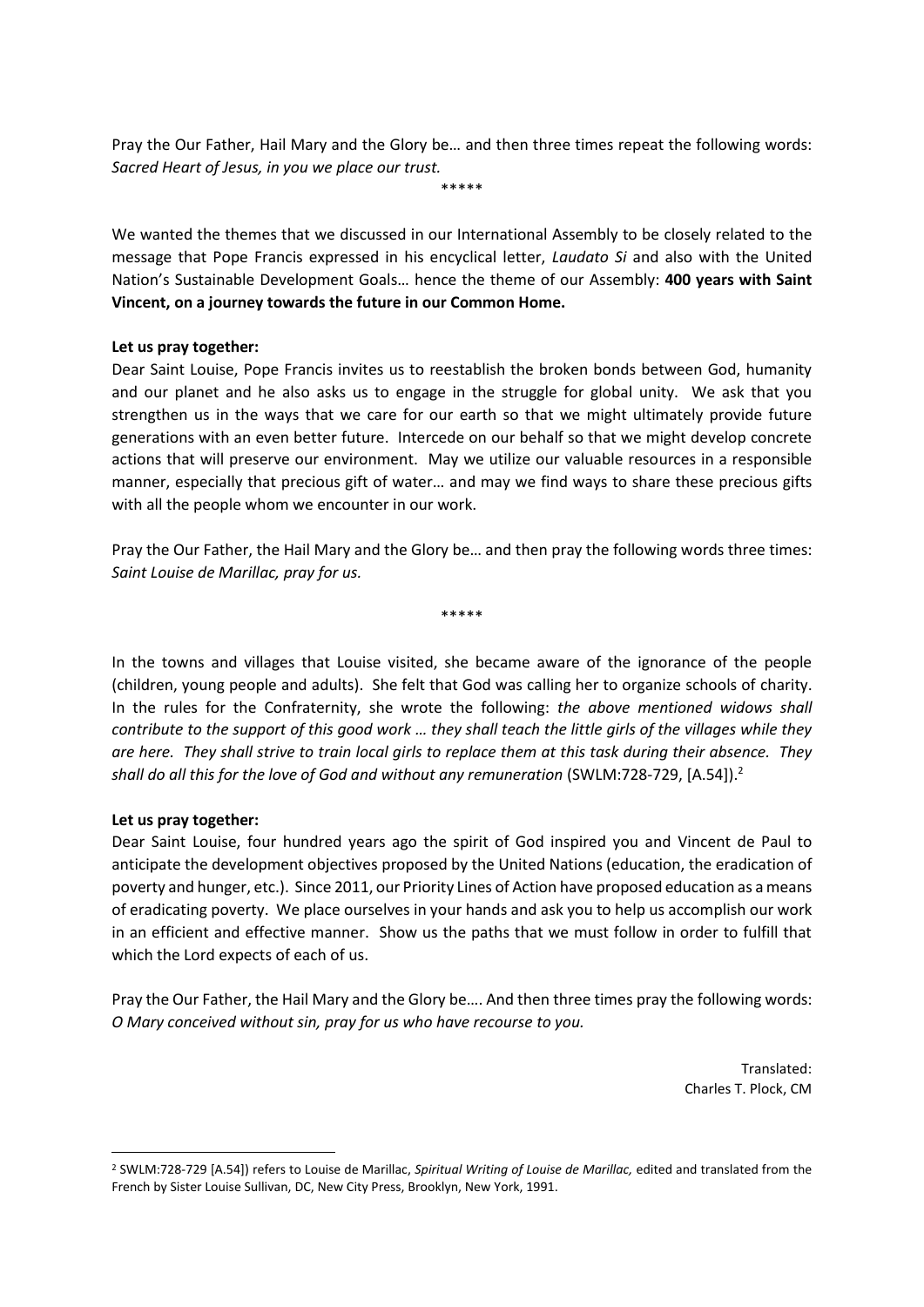Pray the Our Father, Hail Mary and the Glory be… and then three times repeat the following words: *Sacred Heart of Jesus, in you we place our trust.*

\*\*\*\*\*

We wanted the themes that we discussed in our International Assembly to be closely related to the message that Pope Francis expressed in his encyclical letter, *Laudato Si* and also with the United Nation's Sustainable Development Goals… hence the theme of our Assembly: **400 years with Saint Vincent, on a journey towards the future in our Common Home.**

**Let us pray together:**
Dear Saint Louise, Pope Francis invites us to reestablish the broken bonds between God, humanity and our planet and he also asks us to engage in the struggle for global unity. We ask that you strengthen us in the ways that we care for our earth so that we might ultimately provide future generations with an even better future. Intercede on our behalf so that we might develop concrete actions that will preserve our environment. May we utilize our valuable resources in a responsible manner, especially that precious gift of water… and may we find ways to share these precious gifts with all the people whom we encounter in our work.

Pray the Our Father, the Hail Mary and the Glory be… and then pray the following words three times: *Saint Louise de Marillac, pray for us.*

\*\*\*\*\*

In the towns and villages that Louise visited, she became aware of the ignorance of the people (children, young people and adults). She felt that God was calling her to organize schools of charity. In the rules for the Confraternity, she wrote the following: *the above mentioned widows shall contribute to the support of this good work … they shall teach the little girls of the villages while they are here. They shall strive to train local girls to replace them at this task during their absence. They shall do all this for the love of God and without any remuneration* (SWLM:728-729, [A.54]).[2]

**Let us pray together:**
Dear Saint Louise, four hundred years ago the spirit of God inspired you and Vincent de Paul to anticipate the development objectives proposed by the United Nations (education, the eradication of poverty and hunger, etc.). Since 2011, our Priority Lines of Action have proposed education as a means of eradicating poverty. We place ourselves in your hands and ask you to help us accomplish our work in an efficient and effective manner. Show us the paths that we must follow in order to fulfill that which the Lord expects of each of us.

Pray the Our Father, the Hail Mary and the Glory be…. And then three times pray the following words: *O Mary conceived without sin, pray for us who have recourse to you.*

Translated:
Charles T. Plock, CM

---

[2] SWLM:728-729 [A.54]) refers to Louise de Marillac, *Spiritual Writing of Louise de Marillac,* edited and translated from the French by Sister Louise Sullivan, DC, New City Press, Brooklyn, New York, 1991.